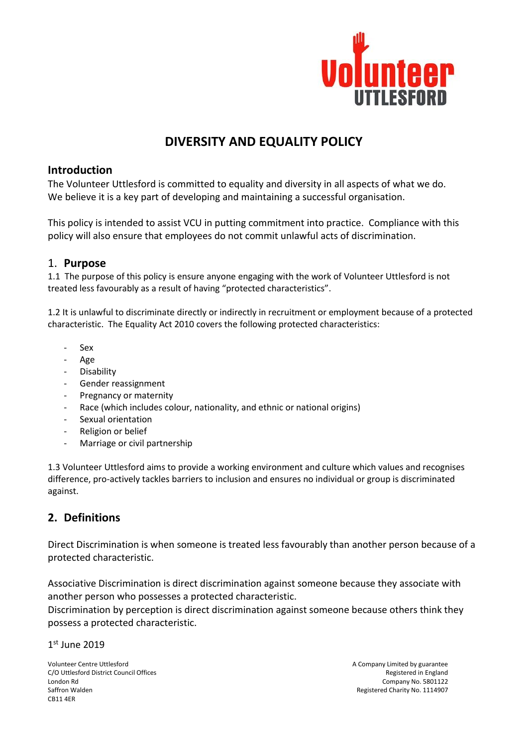# DIVERSITY AND EQUALITY POLICY

## Introduction

The Volunteer Uttlesford is committed to equality and diversity in all aspects of what we do. We believe it is a key part of developing and maintaining a successful organisation.

This policy is intended to assist VCU in putting commitment into practice. Compliance with this policy will also ensure that employees do not commit unlawful acts of discrimination.

## 1. Purpose

1.1 The purpose of this policy is ensure anyone engaging with the work of Volunteer Uttlesford is not treated less favourably as a result of having "protected characteristics".

1.2 It is unlawful to discriminate directly or indirectly in recruitment or employment because of a protected characteristic. The Equality Act 2010 covers the following protected characteristics:

- Sex
- Age
- Disability
- Gender reassignment
- Pregnancy or maternity
- Race (which includes colour, nationality, and ethnic or national origins)
- Sexual orientation
- Religion or belief
- Marriage or civil partnership

1.3 Volunteer Uttlesford aims to provide a working environment and culture which values and recognises difference, pro-actively tackles barriers to inclusion and ensures no individual or group is discriminated against.

## 2. Definitions

Direct Discrimination is when someone is treated less favourably than another person because of a protected characteristic.

Associative Discrimination is direct discrimination against someone because they associate with another person who possesses a protected characteristic.
Discrimination by perception is direct discrimination against someone because others think they possess a protected characteristic.

1st June 2019

Volunteer Centre Uttlesford
C/O Uttlesford District Council Offices
London Rd
Saffron Walden
CB11 4ER

A Company Limited by guarantee
Registered in England
Company No. 5801122
Registered Charity No. 1114907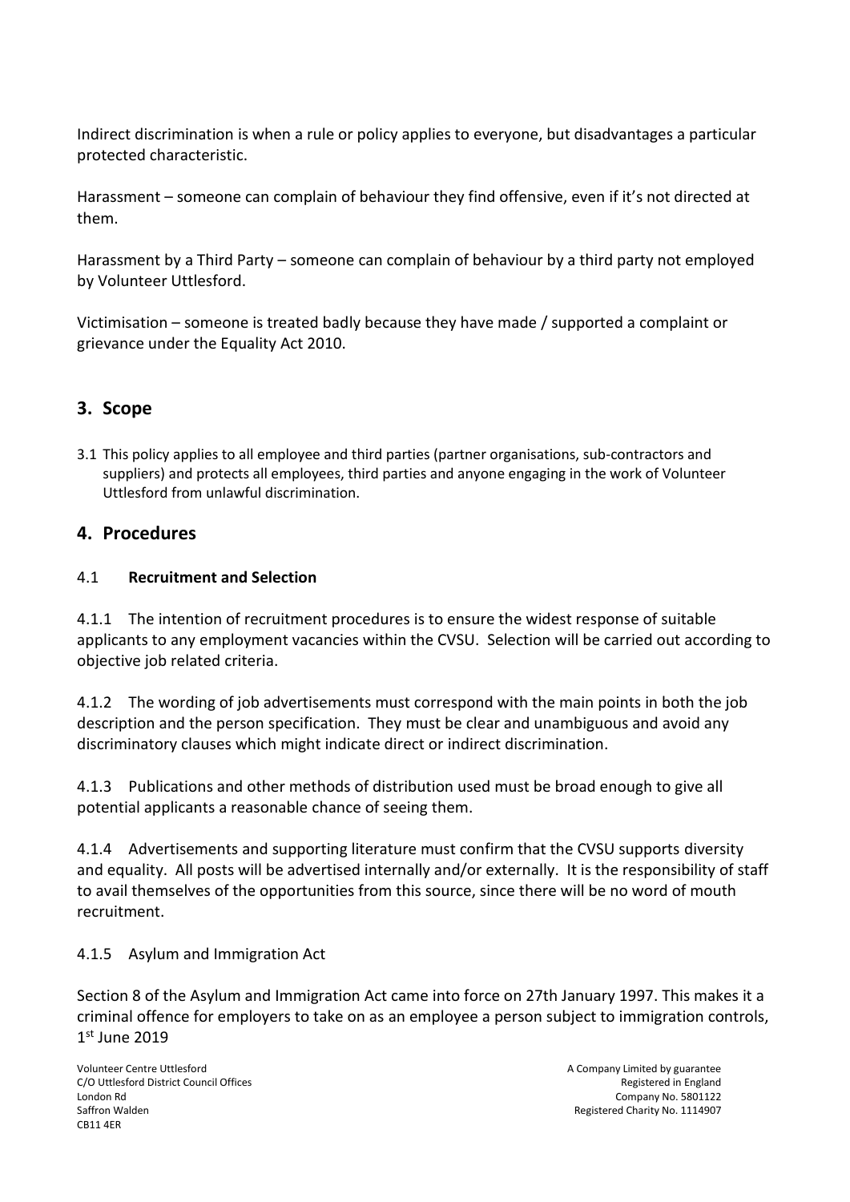Indirect discrimination is when a rule or policy applies to everyone, but disadvantages a particular protected characteristic.

Harassment – someone can complain of behaviour they find offensive, even if it's not directed at them.

Harassment by a Third Party – someone can complain of behaviour by a third party not employed by Volunteer Uttlesford.

Victimisation – someone is treated badly because they have made / supported a complaint or grievance under the Equality Act 2010.

## 3. Scope

3.1 This policy applies to all employee and third parties (partner organisations, sub-contractors and suppliers) and protects all employees, third parties and anyone engaging in the work of Volunteer Uttlesford from unlawful discrimination.

## 4. Procedures

### 4.1 **Recruitment and Selection**

4.1.1 The intention of recruitment procedures is to ensure the widest response of suitable applicants to any employment vacancies within the CVSU. Selection will be carried out according to objective job related criteria.

4.1.2 The wording of job advertisements must correspond with the main points in both the job description and the person specification. They must be clear and unambiguous and avoid any discriminatory clauses which might indicate direct or indirect discrimination.

4.1.3 Publications and other methods of distribution used must be broad enough to give all potential applicants a reasonable chance of seeing them.

4.1.4 Advertisements and supporting literature must confirm that the CVSU supports diversity and equality. All posts will be advertised internally and/or externally. It is the responsibility of staff to avail themselves of the opportunities from this source, since there will be no word of mouth recruitment.

4.1.5 Asylum and Immigration Act

Section 8 of the Asylum and Immigration Act came into force on 27th January 1997. This makes it a criminal offence for employers to take on as an employee a person subject to immigration controls,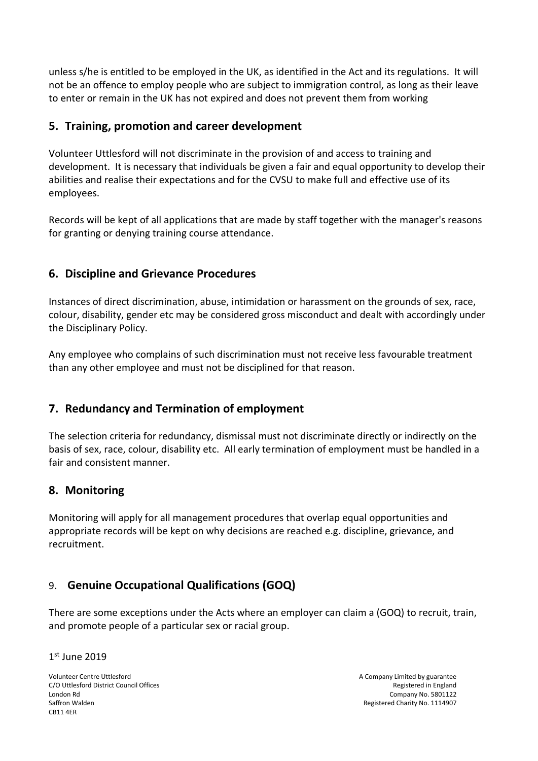unless s/he is entitled to be employed in the UK, as identified in the Act and its regulations. It will not be an offence to employ people who are subject to immigration control, as long as their leave to enter or remain in the UK has not expired and does not prevent them from working

## 5. Training, promotion and career development

Volunteer Uttlesford will not discriminate in the provision of and access to training and development. It is necessary that individuals be given a fair and equal opportunity to develop their abilities and realise their expectations and for the CVSU to make full and effective use of its employees.

Records will be kept of all applications that are made by staff together with the manager's reasons for granting or denying training course attendance.

## 6. Discipline and Grievance Procedures

Instances of direct discrimination, abuse, intimidation or harassment on the grounds of sex, race, colour, disability, gender etc may be considered gross misconduct and dealt with accordingly under the Disciplinary Policy.

Any employee who complains of such discrimination must not receive less favourable treatment than any other employee and must not be disciplined for that reason.

## 7. Redundancy and Termination of employment

The selection criteria for redundancy, dismissal must not discriminate directly or indirectly on the basis of sex, race, colour, disability etc. All early termination of employment must be handled in a fair and consistent manner.

## 8. Monitoring

Monitoring will apply for all management procedures that overlap equal opportunities and appropriate records will be kept on why decisions are reached e.g. discipline, grievance, and recruitment.

## 9. Genuine Occupational Qualifications (GOQ)

There are some exceptions under the Acts where an employer can claim a (GOQ) to recruit, train, and promote people of a particular sex or racial group.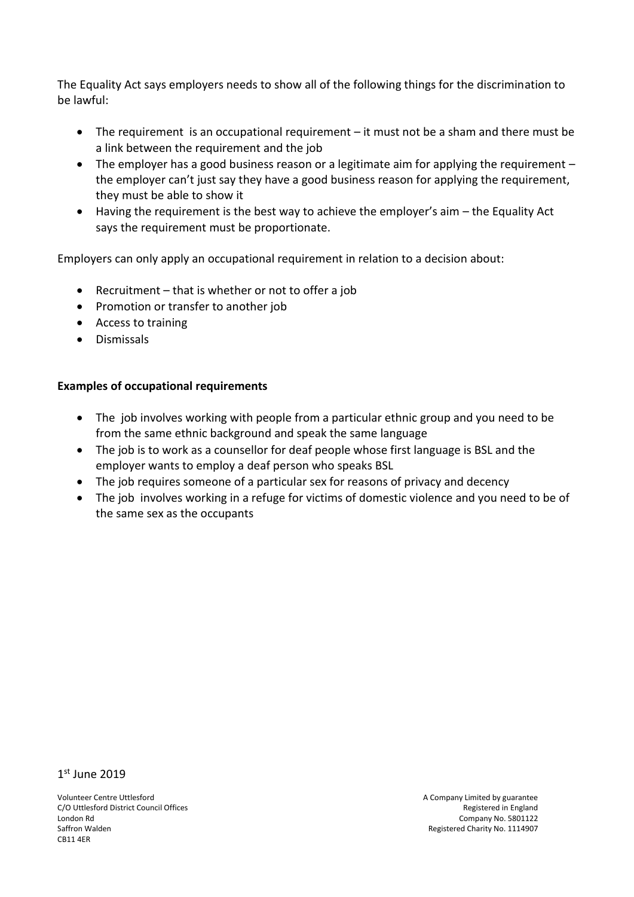The Equality Act says employers needs to show all of the following things for the discrimination to be lawful:

- The requirement is an occupational requirement – it must not be a sham and there must be a link between the requirement and the job
- The employer has a good business reason or a legitimate aim for applying the requirement – the employer can't just say they have a good business reason for applying the requirement, they must be able to show it
- Having the requirement is the best way to achieve the employer's aim – the Equality Act says the requirement must be proportionate.

Employers can only apply an occupational requirement in relation to a decision about:

- Recruitment – that is whether or not to offer a job
- Promotion or transfer to another job
- Access to training
- Dismissals

**Examples of occupational requirements**

- The job involves working with people from a particular ethnic group and you need to be from the same ethnic background and speak the same language
- The job is to work as a counsellor for deaf people whose first language is BSL and the employer wants to employ a deaf person who speaks BSL
- The job requires someone of a particular sex for reasons of privacy and decency
- The job involves working in a refuge for victims of domestic violence and you need to be of the same sex as the occupants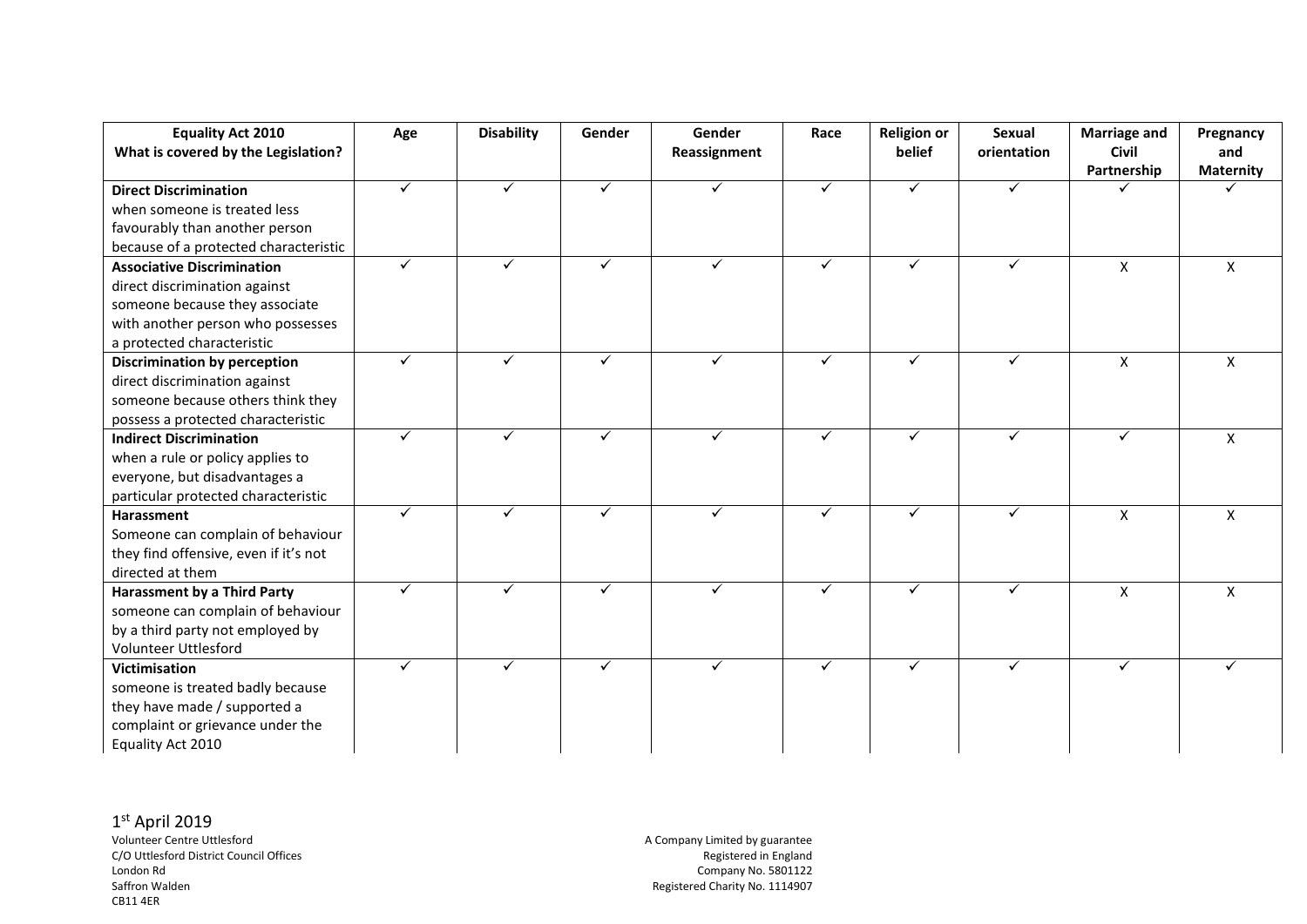| **Equality Act 2010**<br>**What is covered by the Legislation?** | **Age** | **Disability** | **Gender** | **Gender Reassignment** | **Race** | **Religion or belief** | **Sexual orientation** | **Marriage and Civil Partnership** | **Pregnancy and Maternity** |
|---|---|---|---|---|---|---|---|---|---|
| **Direct Discrimination**<br>when someone is treated less favourably than another person because of a protected characteristic | ✓ | ✓ | ✓ | ✓ | ✓ | ✓ | ✓ | ✓ | ✓ |
| **Associative Discrimination**<br>direct discrimination against someone because they associate with another person who possesses a protected characteristic | ✓ | ✓ | ✓ | ✓ | ✓ | ✓ | ✓ | X | X |
| **Discrimination by perception**<br>direct discrimination against someone because others think they possess a protected characteristic | ✓ | ✓ | ✓ | ✓ | ✓ | ✓ | ✓ | X | X |
| **Indirect Discrimination**<br>when a rule or policy applies to everyone, but disadvantages a particular protected characteristic | ✓ | ✓ | ✓ | ✓ | ✓ | ✓ | ✓ | ✓ | X |
| **Harassment**<br>Someone can complain of behaviour they find offensive, even if it's not directed at them | ✓ | ✓ | ✓ | ✓ | ✓ | ✓ | ✓ | X | X |
| **Harassment by a Third Party**<br>someone can complain of behaviour by a third party not employed by Volunteer Uttlesford | ✓ | ✓ | ✓ | ✓ | ✓ | ✓ | ✓ | X | X |
| **Victimisation**<br>someone is treated badly because they have made / supported a complaint or grievance under the Equality Act 2010 | ✓ | ✓ | ✓ | ✓ | ✓ | ✓ | ✓ | ✓ | ✓ |

1st April 2019
Volunteer Centre Uttlesford
C/O Uttlesford District Council Offices
London Rd
Saffron Walden
CB11 4ER

A Company Limited by guarantee
Registered in England
Company No. 5801122
Registered Charity No. 1114907